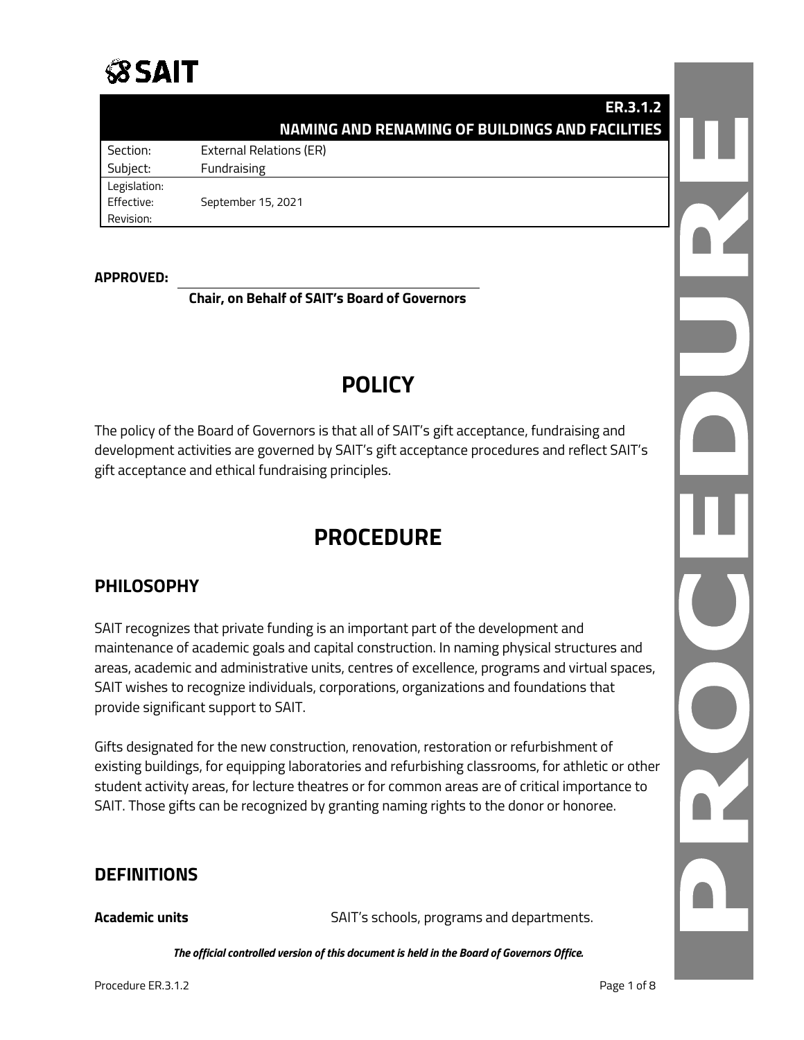**ER.3.1.2**
**NAMING AND RENAMING OF BUILDINGS AND FACILITIES**

| | |
|---|---|
| Section: | External Relations (ER) |
| Subject: | Fundraising |
| Legislation: | |
| Effective: | September 15, 2021 |
| Revision: | |

**APPROVED:** ______________________________

**Chair, on Behalf of SAIT's Board of Governors**

# POLICY

The policy of the Board of Governors is that all of SAIT's gift acceptance, fundraising and development activities are governed by SAIT's gift acceptance procedures and reflect SAIT's gift acceptance and ethical fundraising principles.

# PROCEDURE

## PHILOSOPHY

SAIT recognizes that private funding is an important part of the development and maintenance of academic goals and capital construction. In naming physical structures and areas, academic and administrative units, centres of excellence, programs and virtual spaces, SAIT wishes to recognize individuals, corporations, organizations and foundations that provide significant support to SAIT.

Gifts designated for the new construction, renovation, restoration or refurbishment of existing buildings, for equipping laboratories and refurbishing classrooms, for athletic or other student activity areas, for lecture theatres or for common areas are of critical importance to SAIT. Those gifts can be recognized by granting naming rights to the donor or honoree.

## DEFINITIONS

**Academic units** SAIT's schools, programs and departments.

*The official controlled version of this document is held in the Board of Governors Office.*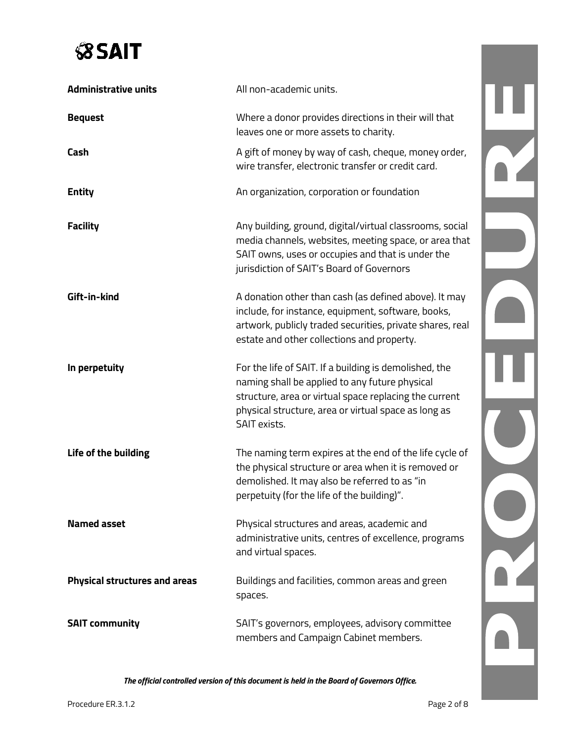| | |
|---|---|
| **Administrative units** | All non-academic units. |
| **Bequest** | Where a donor provides directions in their will that leaves one or more assets to charity. |
| **Cash** | A gift of money by way of cash, cheque, money order, wire transfer, electronic transfer or credit card. |
| **Entity** | An organization, corporation or foundation |
| **Facility** | Any building, ground, digital/virtual classrooms, social media channels, websites, meeting space, or area that SAIT owns, uses or occupies and that is under the jurisdiction of SAIT's Board of Governors |
| **Gift-in-kind** | A donation other than cash (as defined above). It may include, for instance, equipment, software, books, artwork, publicly traded securities, private shares, real estate and other collections and property. |
| **In perpetuity** | For the life of SAIT. If a building is demolished, the naming shall be applied to any future physical structure, area or virtual space replacing the current physical structure, area or virtual space as long as SAIT exists. |
| **Life of the building** | The naming term expires at the end of the life cycle of the physical structure or area when it is removed or demolished. It may also be referred to as "in perpetuity (for the life of the building)". |
| **Named asset** | Physical structures and areas, academic and administrative units, centres of excellence, programs and virtual spaces. |
| **Physical structures and areas** | Buildings and facilities, common areas and green spaces. |
| **SAIT community** | SAIT's governors, employees, advisory committee members and Campaign Cabinet members. |

*The official controlled version of this document is held in the Board of Governors Office.*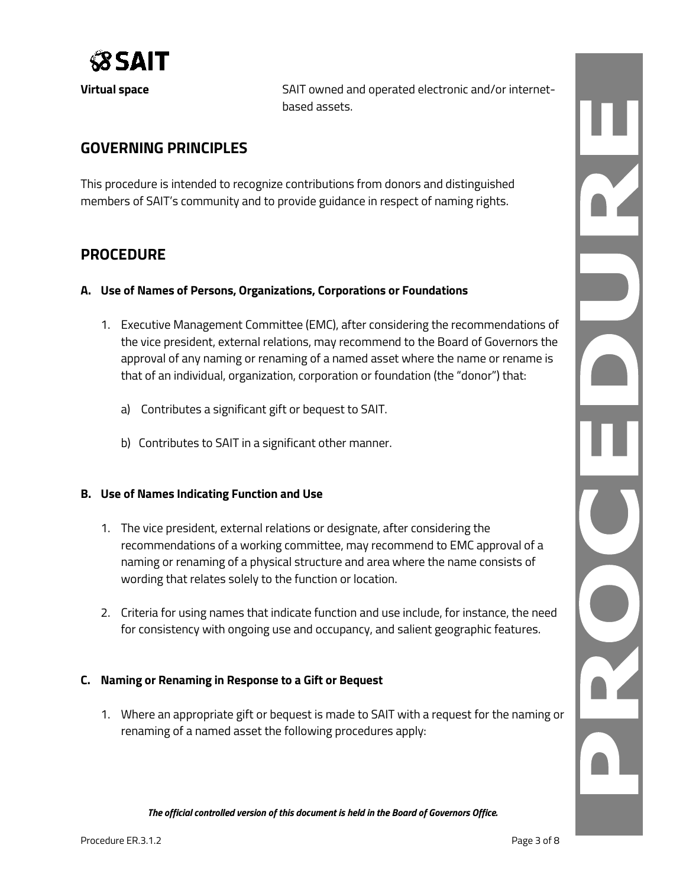**Virtual space** SAIT owned and operated electronic and/or internet-based assets.

## GOVERNING PRINCIPLES

This procedure is intended to recognize contributions from donors and distinguished members of SAIT's community and to provide guidance in respect of naming rights.

## PROCEDURE

### A. Use of Names of Persons, Organizations, Corporations or Foundations

1. Executive Management Committee (EMC), after considering the recommendations of the vice president, external relations, may recommend to the Board of Governors the approval of any naming or renaming of a named asset where the name or rename is that of an individual, organization, corporation or foundation (the "donor") that:

   a) Contributes a significant gift or bequest to SAIT.

   b) Contributes to SAIT in a significant other manner.

### B. Use of Names Indicating Function and Use

1. The vice president, external relations or designate, after considering the recommendations of a working committee, may recommend to EMC approval of a naming or renaming of a physical structure and area where the name consists of wording that relates solely to the function or location.

2. Criteria for using names that indicate function and use include, for instance, the need for consistency with ongoing use and occupancy, and salient geographic features.

### C. Naming or Renaming in Response to a Gift or Bequest

1. Where an appropriate gift or bequest is made to SAIT with a request for the naming or renaming of a named asset the following procedures apply:

***The official controlled version of this document is held in the Board of Governors Office.***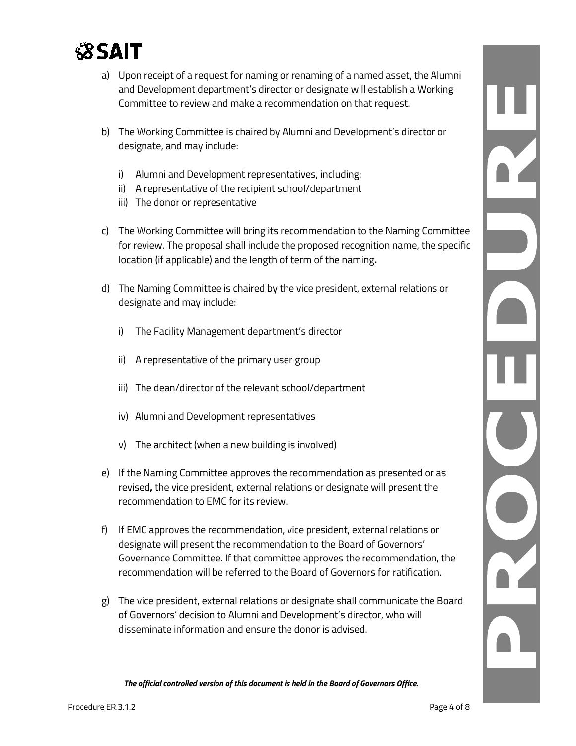a) Upon receipt of a request for naming or renaming of a named asset, the Alumni and Development department's director or designate will establish a Working Committee to review and make a recommendation on that request.

b) The Working Committee is chaired by Alumni and Development's director or designate, and may include:

   i) Alumni and Development representatives, including:
   ii) A representative of the recipient school/department
   iii) The donor or representative

c) The Working Committee will bring its recommendation to the Naming Committee for review. The proposal shall include the proposed recognition name, the specific location (if applicable) and the length of term of the naming**.**

d) The Naming Committee is chaired by the vice president, external relations or designate and may include:

   i) The Facility Management department's director

   ii) A representative of the primary user group

   iii) The dean/director of the relevant school/department

   iv) Alumni and Development representatives

   v) The architect (when a new building is involved)

e) If the Naming Committee approves the recommendation as presented or as revised**,** the vice president, external relations or designate will present the recommendation to EMC for its review.

f) If EMC approves the recommendation, vice president, external relations or designate will present the recommendation to the Board of Governors' Governance Committee. If that committee approves the recommendation, the recommendation will be referred to the Board of Governors for ratification.

g) The vice president, external relations or designate shall communicate the Board of Governors' decision to Alumni and Development's director, who will disseminate information and ensure the donor is advised.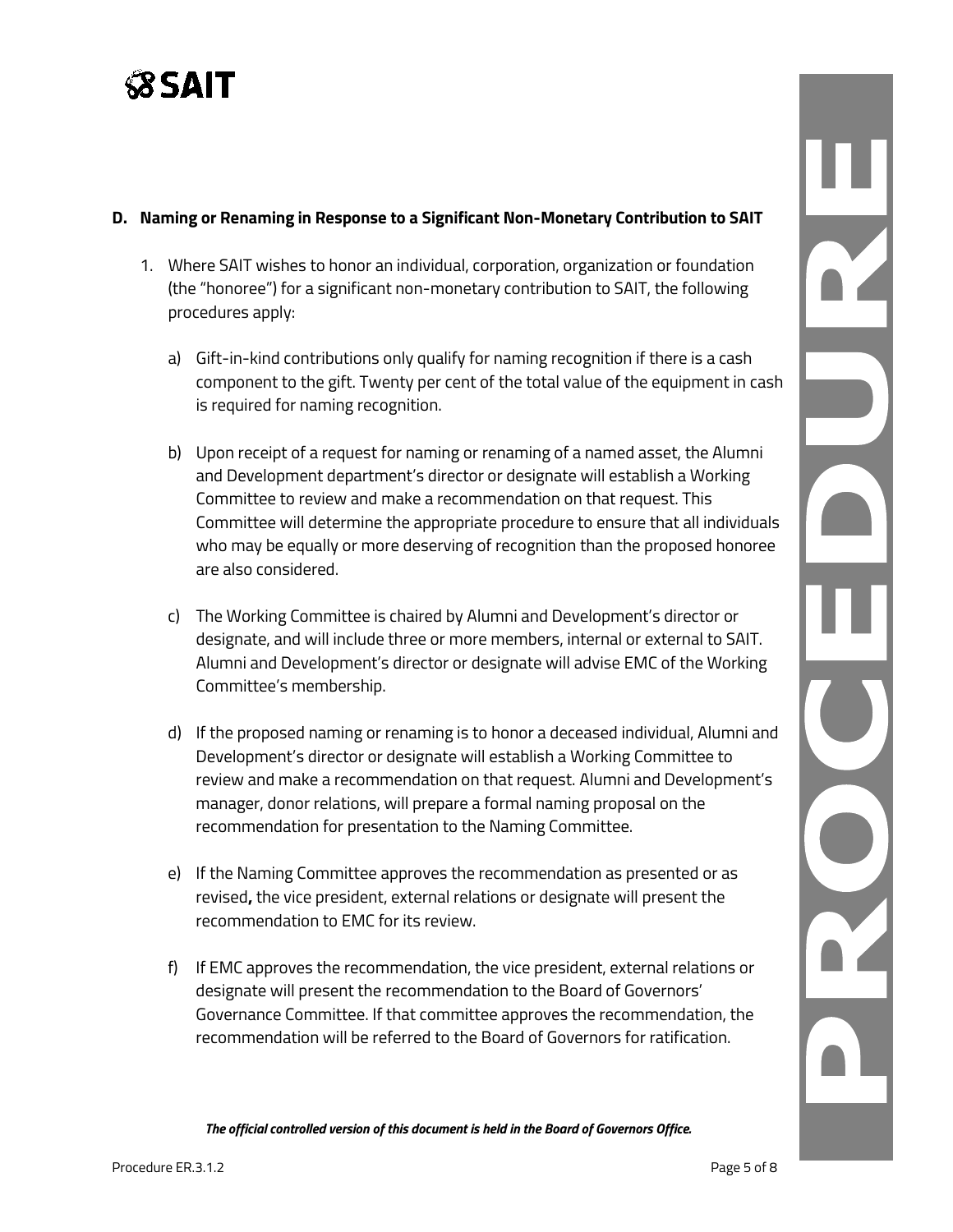### D. Naming or Renaming in Response to a Significant Non-Monetary Contribution to SAIT

1. Where SAIT wishes to honor an individual, corporation, organization or foundation (the "honoree") for a significant non-monetary contribution to SAIT, the following procedures apply:

   a) Gift-in-kind contributions only qualify for naming recognition if there is a cash component to the gift. Twenty per cent of the total value of the equipment in cash is required for naming recognition.

   b) Upon receipt of a request for naming or renaming of a named asset, the Alumni and Development department's director or designate will establish a Working Committee to review and make a recommendation on that request. This Committee will determine the appropriate procedure to ensure that all individuals who may be equally or more deserving of recognition than the proposed honoree are also considered.

   c) The Working Committee is chaired by Alumni and Development's director or designate, and will include three or more members, internal or external to SAIT. Alumni and Development's director or designate will advise EMC of the Working Committee's membership.

   d) If the proposed naming or renaming is to honor a deceased individual, Alumni and Development's director or designate will establish a Working Committee to review and make a recommendation on that request. Alumni and Development's manager, donor relations, will prepare a formal naming proposal on the recommendation for presentation to the Naming Committee.

   e) If the Naming Committee approves the recommendation as presented or as revised**,** the vice president, external relations or designate will present the recommendation to EMC for its review.

   f) If EMC approves the recommendation, the vice president, external relations or designate will present the recommendation to the Board of Governors' Governance Committee. If that committee approves the recommendation, the recommendation will be referred to the Board of Governors for ratification.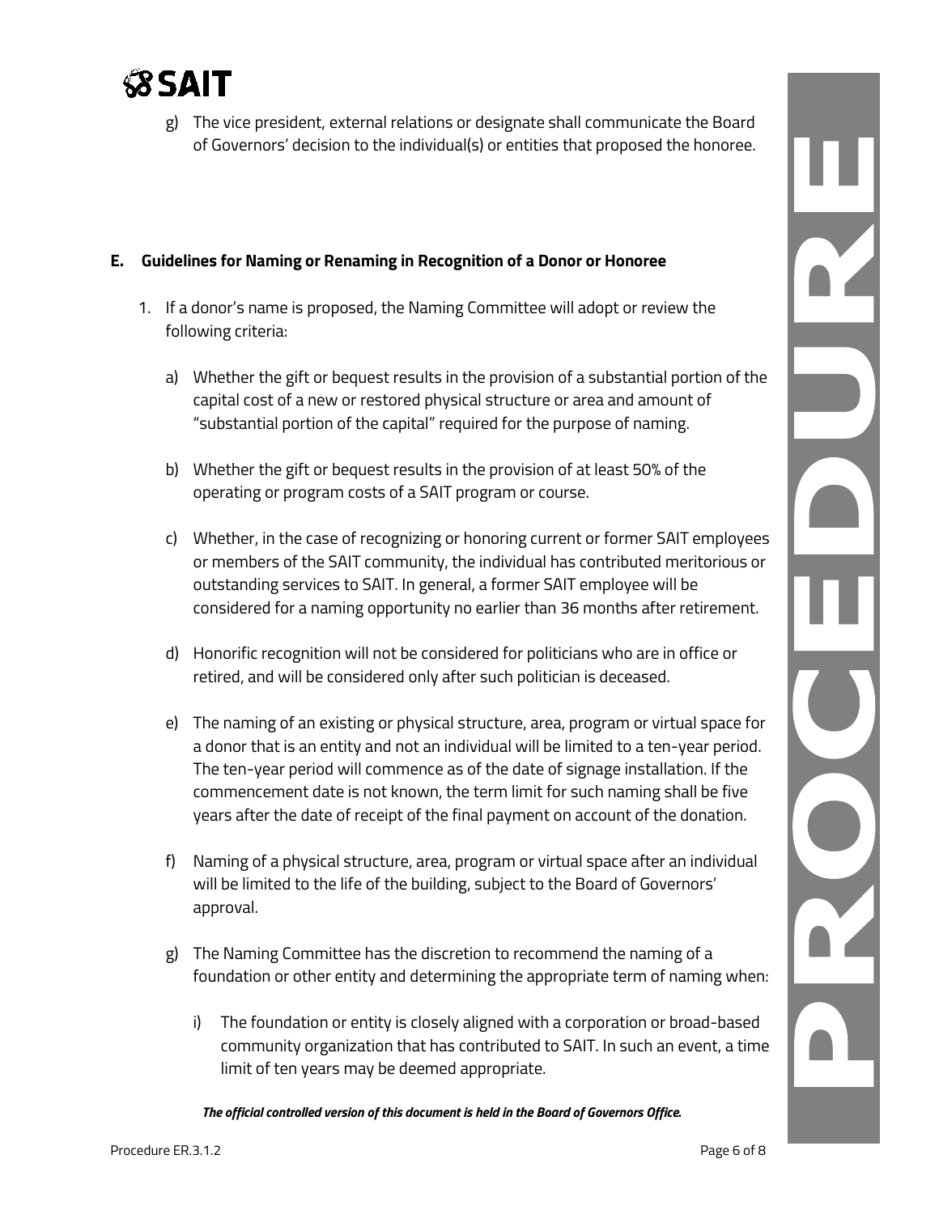g) The vice president, external relations or designate shall communicate the Board of Governors' decision to the individual(s) or entities that proposed the honoree.

### E. Guidelines for Naming or Renaming in Recognition of a Donor or Honoree

1. If a donor's name is proposed, the Naming Committee will adopt or review the following criteria:

   a) Whether the gift or bequest results in the provision of a substantial portion of the capital cost of a new or restored physical structure or area and amount of "substantial portion of the capital" required for the purpose of naming.

   b) Whether the gift or bequest results in the provision of at least 50% of the operating or program costs of a SAIT program or course.

   c) Whether, in the case of recognizing or honoring current or former SAIT employees or members of the SAIT community, the individual has contributed meritorious or outstanding services to SAIT. In general, a former SAIT employee will be considered for a naming opportunity no earlier than 36 months after retirement.

   d) Honorific recognition will not be considered for politicians who are in office or retired, and will be considered only after such politician is deceased.

   e) The naming of an existing or physical structure, area, program or virtual space for a donor that is an entity and not an individual will be limited to a ten-year period. The ten-year period will commence as of the date of signage installation. If the commencement date is not known, the term limit for such naming shall be five years after the date of receipt of the final payment on account of the donation.

   f) Naming of a physical structure, area, program or virtual space after an individual will be limited to the life of the building, subject to the Board of Governors' approval.

   g) The Naming Committee has the discretion to recommend the naming of a foundation or other entity and determining the appropriate term of naming when:

      i) The foundation or entity is closely aligned with a corporation or broad-based community organization that has contributed to SAIT. In such an event, a time limit of ten years may be deemed appropriate.

***The official controlled version of this document is held in the Board of Governors Office.***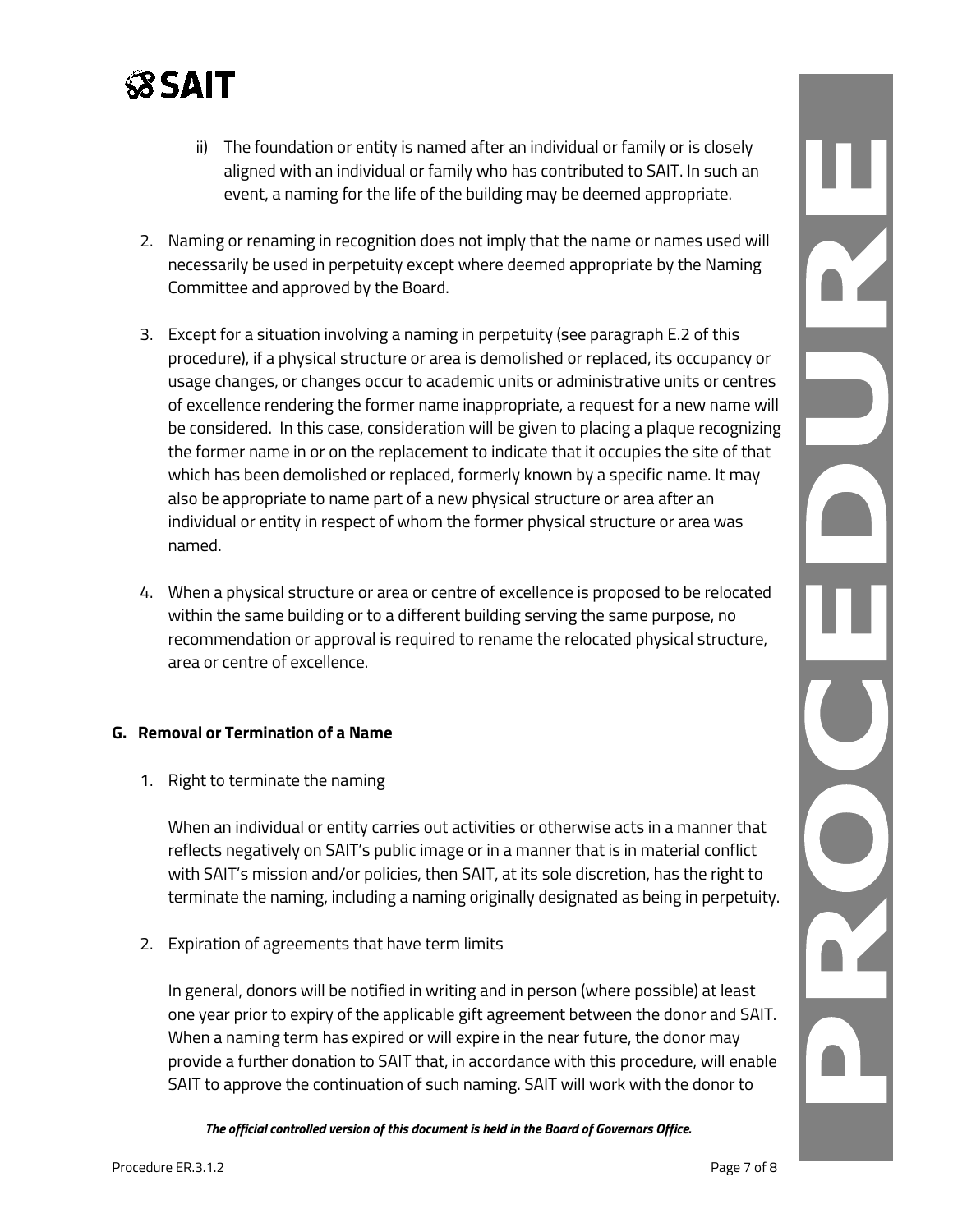ii) The foundation or entity is named after an individual or family or is closely aligned with an individual or family who has contributed to SAIT. In such an event, a naming for the life of the building may be deemed appropriate.

2. Naming or renaming in recognition does not imply that the name or names used will necessarily be used in perpetuity except where deemed appropriate by the Naming Committee and approved by the Board.

3. Except for a situation involving a naming in perpetuity (see paragraph E.2 of this procedure), if a physical structure or area is demolished or replaced, its occupancy or usage changes, or changes occur to academic units or administrative units or centres of excellence rendering the former name inappropriate, a request for a new name will be considered. In this case, consideration will be given to placing a plaque recognizing the former name in or on the replacement to indicate that it occupies the site of that which has been demolished or replaced, formerly known by a specific name. It may also be appropriate to name part of a new physical structure or area after an individual or entity in respect of whom the former physical structure or area was named.

4. When a physical structure or area or centre of excellence is proposed to be relocated within the same building or to a different building serving the same purpose, no recommendation or approval is required to rename the relocated physical structure, area or centre of excellence.

## G. Removal or Termination of a Name

1. Right to terminate the naming

   When an individual or entity carries out activities or otherwise acts in a manner that reflects negatively on SAIT's public image or in a manner that is in material conflict with SAIT's mission and/or policies, then SAIT, at its sole discretion, has the right to terminate the naming, including a naming originally designated as being in perpetuity.

2. Expiration of agreements that have term limits

   In general, donors will be notified in writing and in person (where possible) at least one year prior to expiry of the applicable gift agreement between the donor and SAIT. When a naming term has expired or will expire in the near future, the donor may provide a further donation to SAIT that, in accordance with this procedure, will enable SAIT to approve the continuation of such naming. SAIT will work with the donor to

*The official controlled version of this document is held in the Board of Governors Office.*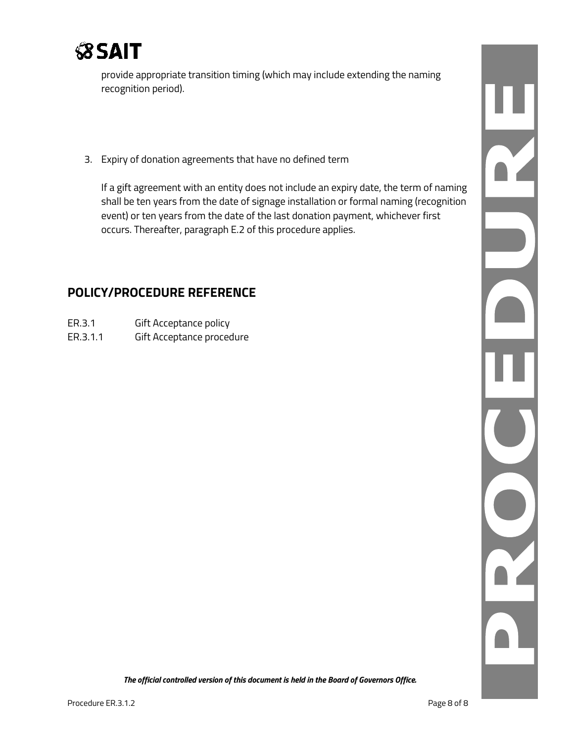provide appropriate transition timing (which may include extending the naming recognition period).

3. Expiry of donation agreements that have no defined term

   If a gift agreement with an entity does not include an expiry date, the term of naming shall be ten years from the date of signage installation or formal naming (recognition event) or ten years from the date of the last donation payment, whichever first occurs. Thereafter, paragraph E.2 of this procedure applies.

## POLICY/PROCEDURE REFERENCE

| | |
|---|---|
| ER.3.1 | Gift Acceptance policy |
| ER.3.1.1 | Gift Acceptance procedure |

***The official controlled version of this document is held in the Board of Governors Office.***